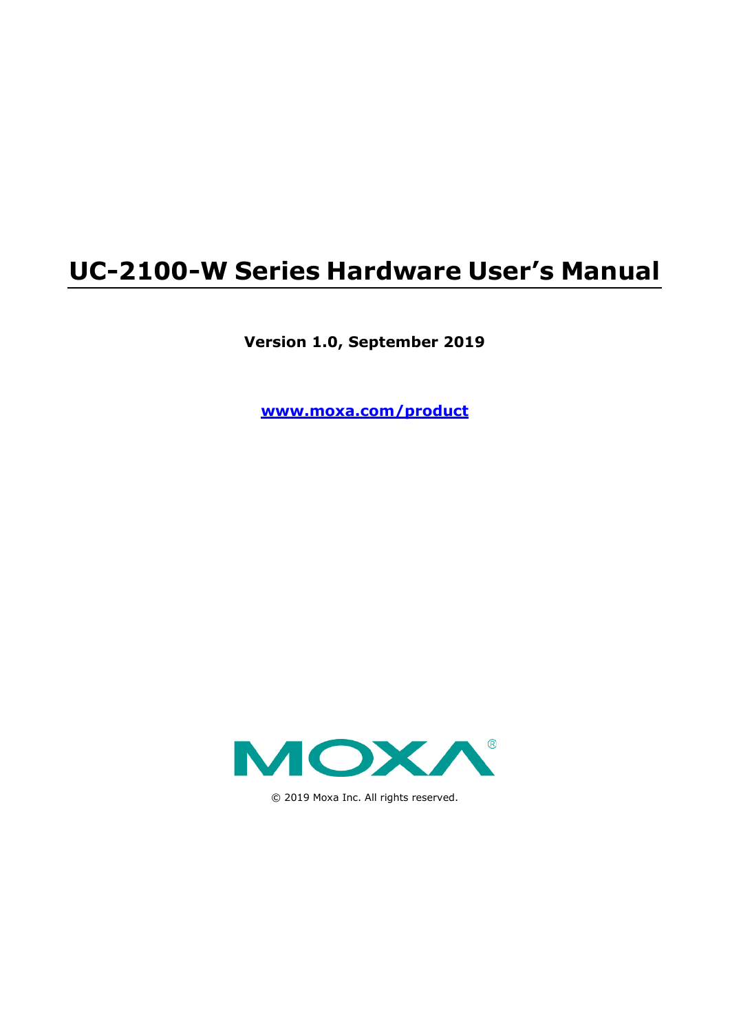# UC-2100-W Series Hardware User's Manual

**Version 1.0, September 2019**

**[www.moxa.com/product](www.moxa.com/product)**

MOXA®

© 2019 Moxa Inc. All rights reserved.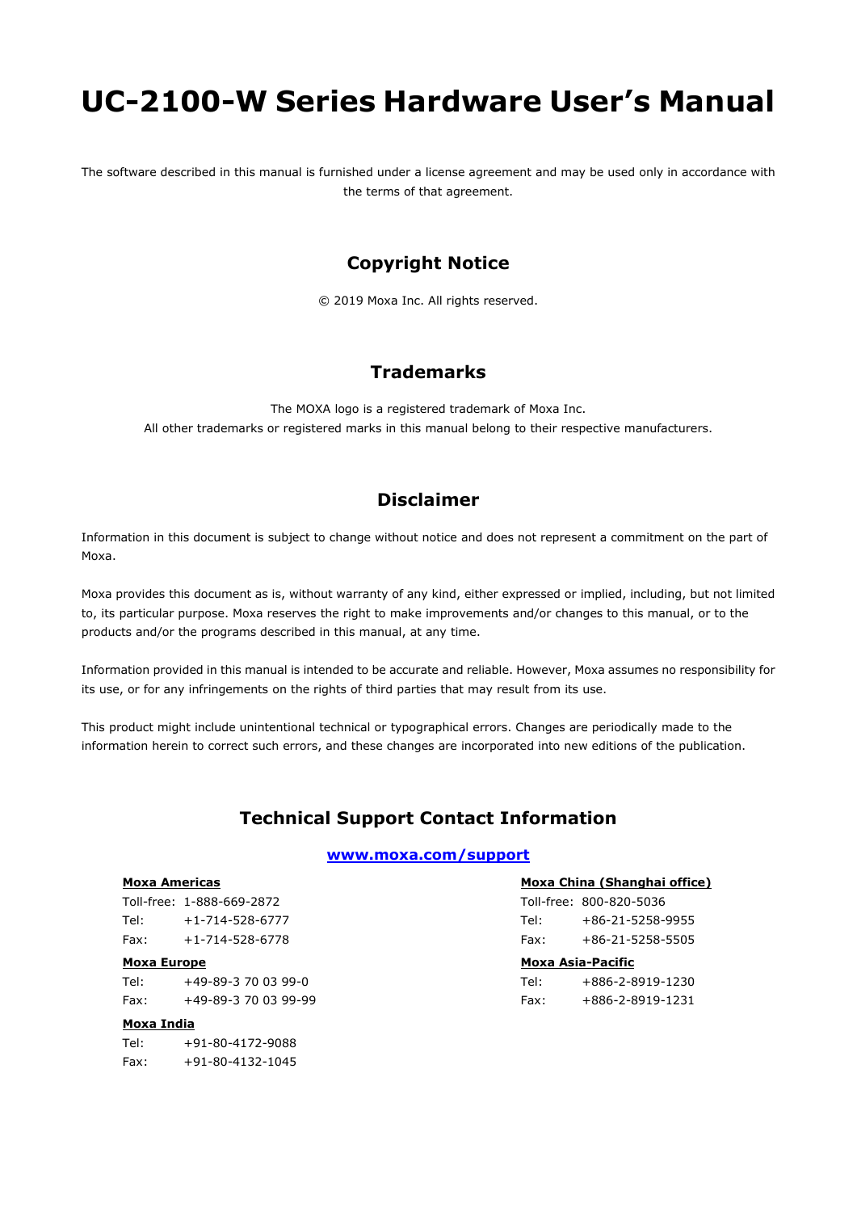# UC-2100-W Series Hardware User's Manual

The software described in this manual is furnished under a license agreement and may be used only in accordance with the terms of that agreement.

## Copyright Notice

© 2019 Moxa Inc. All rights reserved.

## Trademarks

The MOXA logo is a registered trademark of Moxa Inc.
All other trademarks or registered marks in this manual belong to their respective manufacturers.

## Disclaimer

Information in this document is subject to change without notice and does not represent a commitment on the part of Moxa.

Moxa provides this document as is, without warranty of any kind, either expressed or implied, including, but not limited to, its particular purpose. Moxa reserves the right to make improvements and/or changes to this manual, or to the products and/or the programs described in this manual, at any time.

Information provided in this manual is intended to be accurate and reliable. However, Moxa assumes no responsibility for its use, or for any infringements on the rights of third parties that may result from its use.

This product might include unintentional technical or typographical errors. Changes are periodically made to the information herein to correct such errors, and these changes are incorporated into new editions of the publication.

## Technical Support Contact Information

**www.moxa.com/support**

**Moxa Americas**
Toll-free: 1-888-669-2872
Tel: +1-714-528-6777
Fax: +1-714-528-6778

**Moxa Europe**
Tel: +49-89-3 70 03 99-0
Fax: +49-89-3 70 03 99-99

**Moxa India**
Tel: +91-80-4172-9088
Fax: +91-80-4132-1045

**Moxa China (Shanghai office)**
Toll-free: 800-820-5036
Tel: +86-21-5258-9955
Fax: +86-21-5258-5505

**Moxa Asia-Pacific**
Tel: +886-2-8919-1230
Fax: +886-2-8919-1231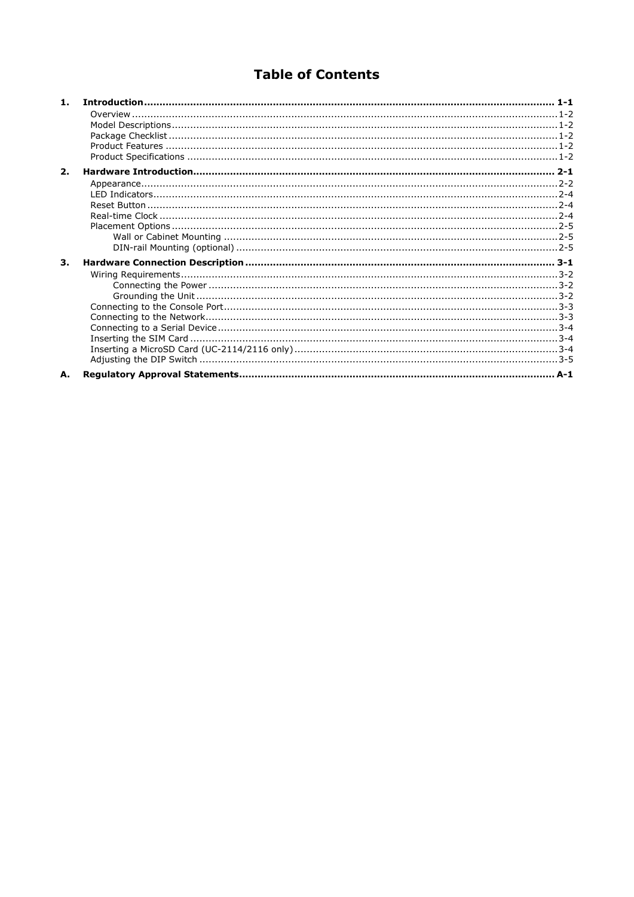# Table of Contents

**1. Introduction ...... 1-1**

- Overview ...... 1-2
- Model Descriptions ...... 1-2
- Package Checklist ...... 1-2
- Product Features ...... 1-2
- Product Specifications ...... 1-2

**2. Hardware Introduction ...... 2-1**

- Appearance ...... 2-2
- LED Indicators ...... 2-4
- Reset Button ...... 2-4
- Real-time Clock ...... 2-4
- Placement Options ...... 2-5
  - Wall or Cabinet Mounting ...... 2-5
  - DIN-rail Mounting (optional) ...... 2-5

**3. Hardware Connection Description ...... 3-1**

- Wiring Requirements ...... 3-2
  - Connecting the Power ...... 3-2
  - Grounding the Unit ...... 3-2
- Connecting to the Console Port ...... 3-3
- Connecting to the Network ...... 3-3
- Connecting to a Serial Device ...... 3-4
- Inserting the SIM Card ...... 3-4
- Inserting a MicroSD Card (UC-2114/2116 only) ...... 3-4
- Adjusting the DIP Switch ...... 3-5

**A. Regulatory Approval Statements ...... A-1**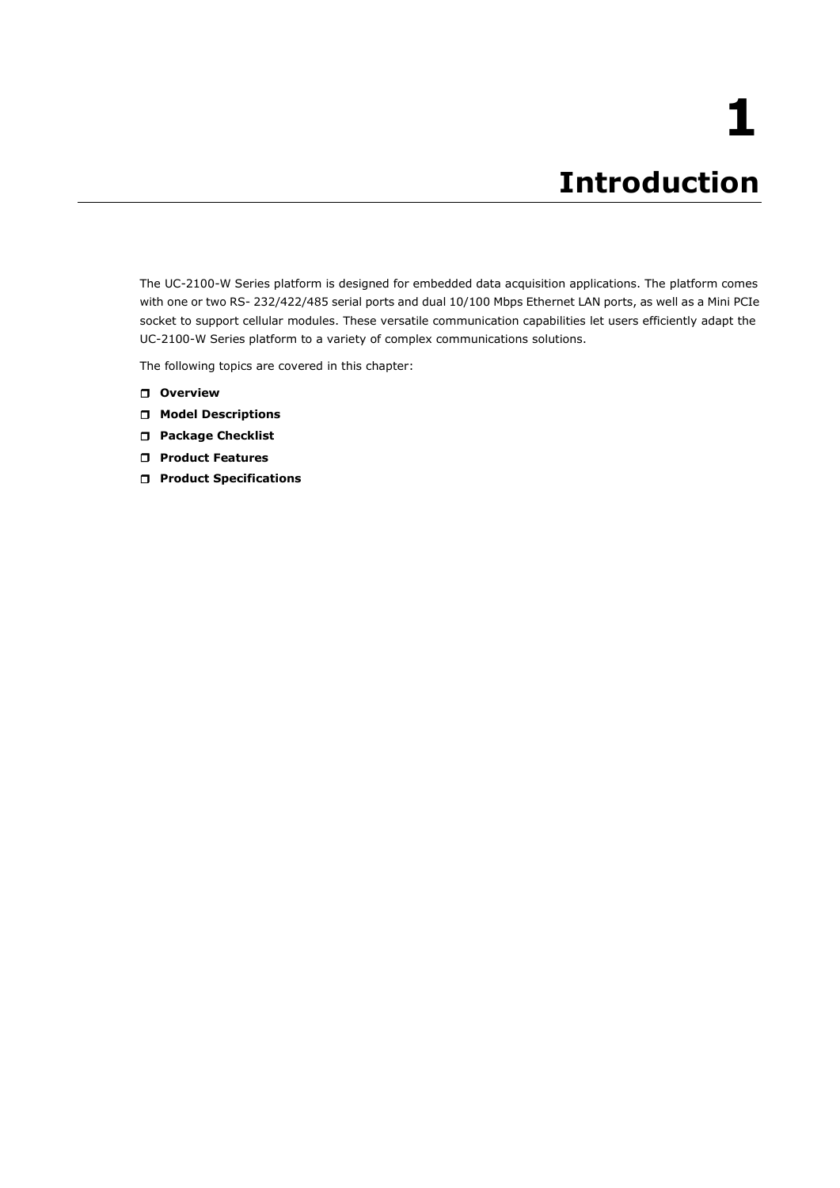# 1 Introduction

The UC-2100-W Series platform is designed for embedded data acquisition applications. The platform comes with one or two RS- 232/422/485 serial ports and dual 10/100 Mbps Ethernet LAN ports, as well as a Mini PCIe socket to support cellular modules. These versatile communication capabilities let users efficiently adapt the UC-2100-W Series platform to a variety of complex communications solutions.

The following topics are covered in this chapter:

- **Overview**
- **Model Descriptions**
- **Package Checklist**
- **Product Features**
- **Product Specifications**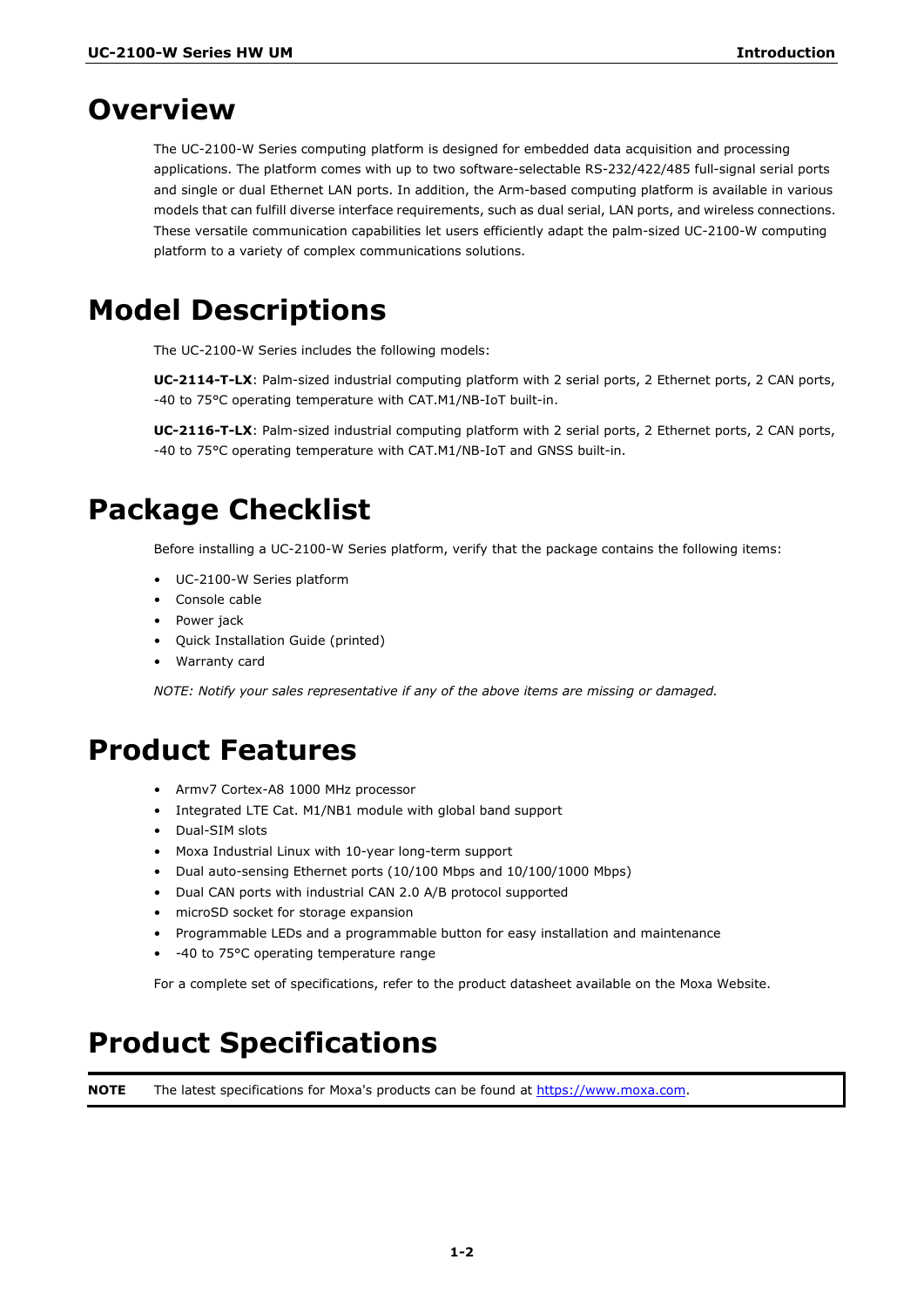# Overview

The UC-2100-W Series computing platform is designed for embedded data acquisition and processing applications. The platform comes with up to two software-selectable RS-232/422/485 full-signal serial ports and single or dual Ethernet LAN ports. In addition, the Arm-based computing platform is available in various models that can fulfill diverse interface requirements, such as dual serial, LAN ports, and wireless connections. These versatile communication capabilities let users efficiently adapt the palm-sized UC-2100-W computing platform to a variety of complex communications solutions.

# Model Descriptions

The UC-2100-W Series includes the following models:

**UC-2114-T-LX**: Palm-sized industrial computing platform with 2 serial ports, 2 Ethernet ports, 2 CAN ports, -40 to 75°C operating temperature with CAT.M1/NB-IoT built-in.

**UC-2116-T-LX**: Palm-sized industrial computing platform with 2 serial ports, 2 Ethernet ports, 2 CAN ports, -40 to 75°C operating temperature with CAT.M1/NB-IoT and GNSS built-in.

# Package Checklist

Before installing a UC-2100-W Series platform, verify that the package contains the following items:

- UC-2100-W Series platform
- Console cable
- Power jack
- Quick Installation Guide (printed)
- Warranty card

*NOTE: Notify your sales representative if any of the above items are missing or damaged.*

# Product Features

- Armv7 Cortex-A8 1000 MHz processor
- Integrated LTE Cat. M1/NB1 module with global band support
- Dual-SIM slots
- Moxa Industrial Linux with 10-year long-term support
- Dual auto-sensing Ethernet ports (10/100 Mbps and 10/100/1000 Mbps)
- Dual CAN ports with industrial CAN 2.0 A/B protocol supported
- microSD socket for storage expansion
- Programmable LEDs and a programmable button for easy installation and maintenance
- -40 to 75°C operating temperature range

For a complete set of specifications, refer to the product datasheet available on the Moxa Website.

# Product Specifications

| **NOTE** | The latest specifications for Moxa's products can be found at [https://www.moxa.com](https://www.moxa.com). |
|---|---|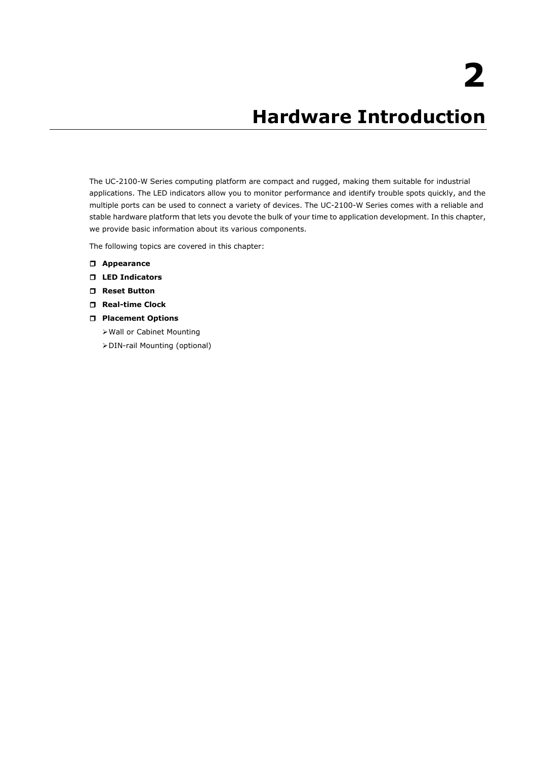# 2 Hardware Introduction

The UC-2100-W Series computing platform are compact and rugged, making them suitable for industrial applications. The LED indicators allow you to monitor performance and identify trouble spots quickly, and the multiple ports can be used to connect a variety of devices. The UC-2100-W Series comes with a reliable and stable hardware platform that lets you devote the bulk of your time to application development. In this chapter, we provide basic information about its various components.

The following topics are covered in this chapter:

- **Appearance**
- **LED Indicators**
- **Reset Button**
- **Real-time Clock**
- **Placement Options**
  - Wall or Cabinet Mounting
  - DIN-rail Mounting (optional)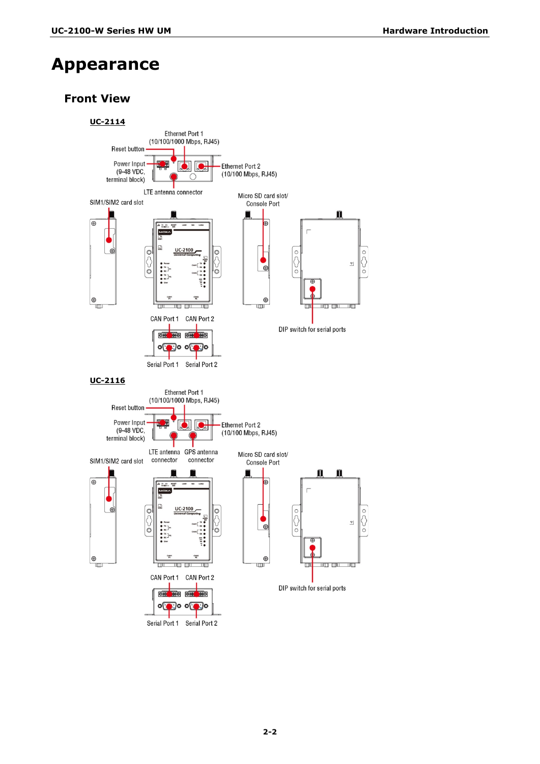# Appearance

## Front View

**UC-2114**

Ethernet Port 1 (10/100/1000 Mbps, RJ45)

Reset button

Power Input (9-48 VDC, terminal block)

Ethernet Port 2 (10/100 Mbps, RJ45)

LTE antenna connector

SIM1/SIM2 card slot

Micro SD card slot/ Console Port

CAN Port 1 CAN Port 2

DIP switch for serial ports

Serial Port 1 Serial Port 2

**UC-2116**

Ethernet Port 1 (10/100/1000 Mbps, RJ45)

Reset button

Power Input (9-48 VDC, terminal block)

Ethernet Port 2 (10/100 Mbps, RJ45)

LTE antenna connector

GPS antenna connector

SIM1/SIM2 card slot

Micro SD card slot/ Console Port

CAN Port 1 CAN Port 2

DIP switch for serial ports

Serial Port 1 Serial Port 2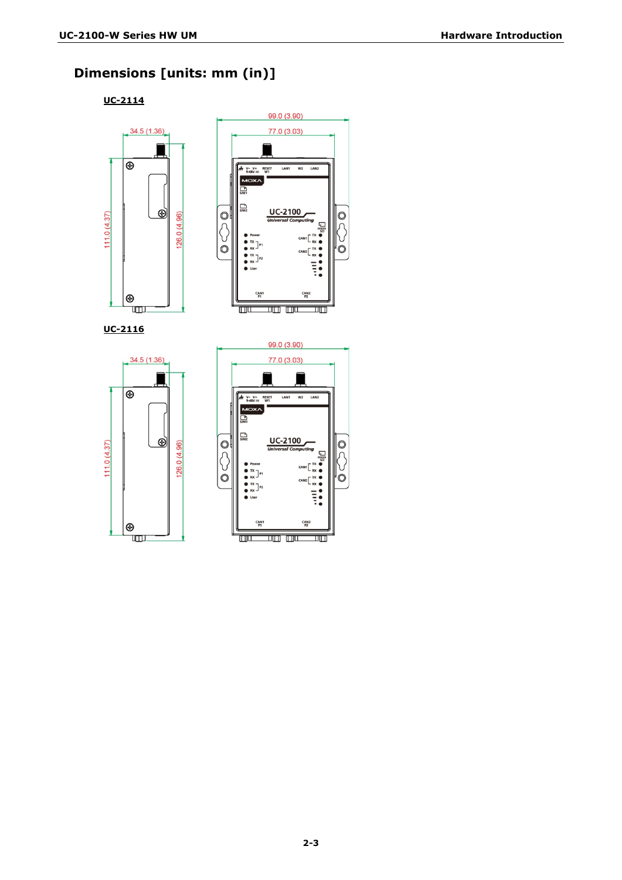## Dimensions [units: mm (in)]

**UC-2114**

**UC-2116**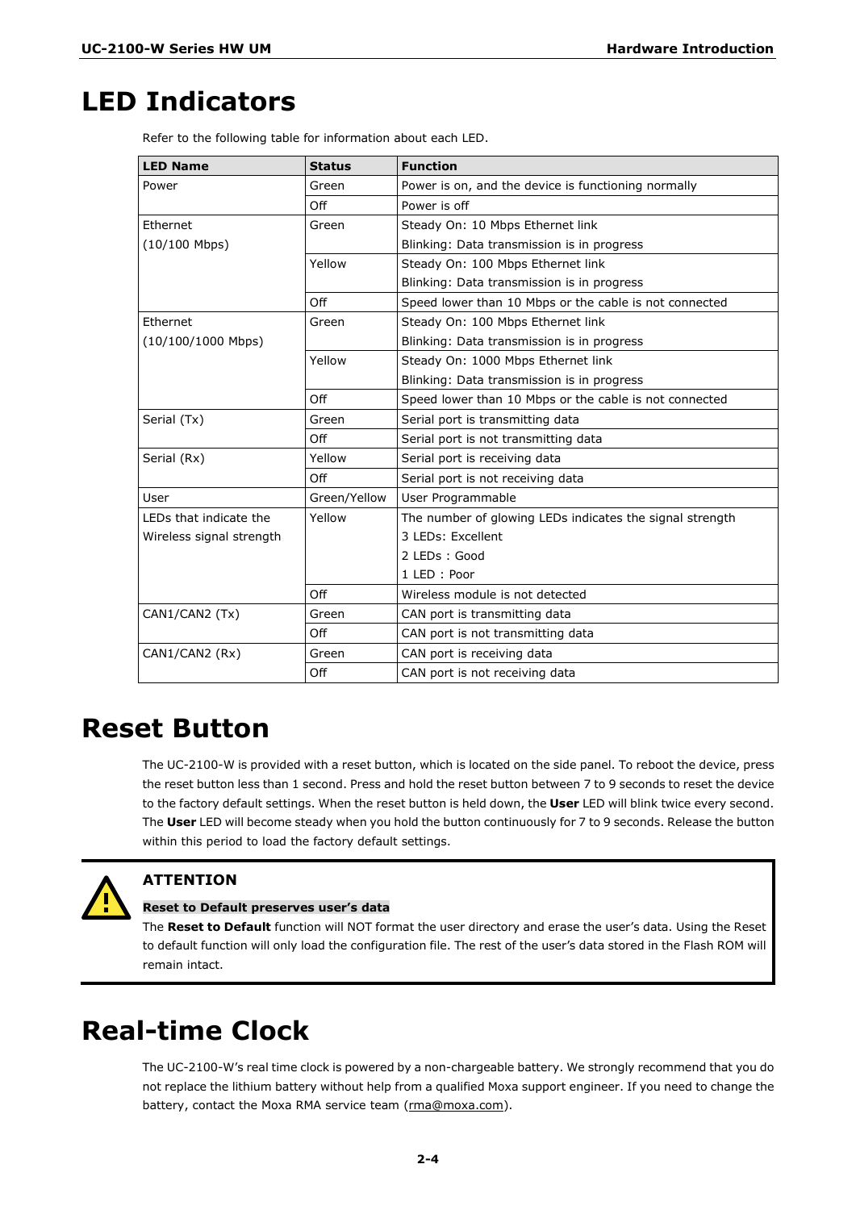# LED Indicators

Refer to the following table for information about each LED.

| LED Name | Status | Function |
|---|---|---|
| Power | Green | Power is on, and the device is functioning normally |
| | Off | Power is off |
| Ethernet (10/100 Mbps) | Green | Steady On: 10 Mbps Ethernet link<br>Blinking: Data transmission is in progress |
| | Yellow | Steady On: 100 Mbps Ethernet link<br>Blinking: Data transmission is in progress |
| | Off | Speed lower than 10 Mbps or the cable is not connected |
| Ethernet (10/100/1000 Mbps) | Green | Steady On: 100 Mbps Ethernet link<br>Blinking: Data transmission is in progress |
| | Yellow | Steady On: 1000 Mbps Ethernet link<br>Blinking: Data transmission is in progress |
| | Off | Speed lower than 10 Mbps or the cable is not connected |
| Serial (Tx) | Green | Serial port is transmitting data |
| | Off | Serial port is not transmitting data |
| Serial (Rx) | Yellow | Serial port is receiving data |
| | Off | Serial port is not receiving data |
| User | Green/Yellow | User Programmable |
| LEDs that indicate the Wireless signal strength | Yellow | The number of glowing LEDs indicates the signal strength<br>3 LEDs: Excellent<br>2 LEDs : Good<br>1 LED : Poor |
| | Off | Wireless module is not detected |
| CAN1/CAN2 (Tx) | Green | CAN port is transmitting data |
| | Off | CAN port is not transmitting data |
| CAN1/CAN2 (Rx) | Green | CAN port is receiving data |
| | Off | CAN port is not receiving data |

# Reset Button

The UC-2100-W is provided with a reset button, which is located on the side panel. To reboot the device, press the reset button less than 1 second. Press and hold the reset button between 7 to 9 seconds to reset the device to the factory default settings. When the reset button is held down, the **User** LED will blink twice every second. The **User** LED will become steady when you hold the button continuously for 7 to 9 seconds. Release the button within this period to load the factory default settings.

> **ATTENTION**
>
> **Reset to Default preserves user's data**
>
> The **Reset to Default** function will NOT format the user directory and erase the user's data. Using the Reset to default function will only load the configuration file. The rest of the user's data stored in the Flash ROM will remain intact.

# Real-time Clock

The UC-2100-W's real time clock is powered by a non-chargeable battery. We strongly recommend that you do not replace the lithium battery without help from a qualified Moxa support engineer. If you need to change the battery, contact the Moxa RMA service team (rma@moxa.com).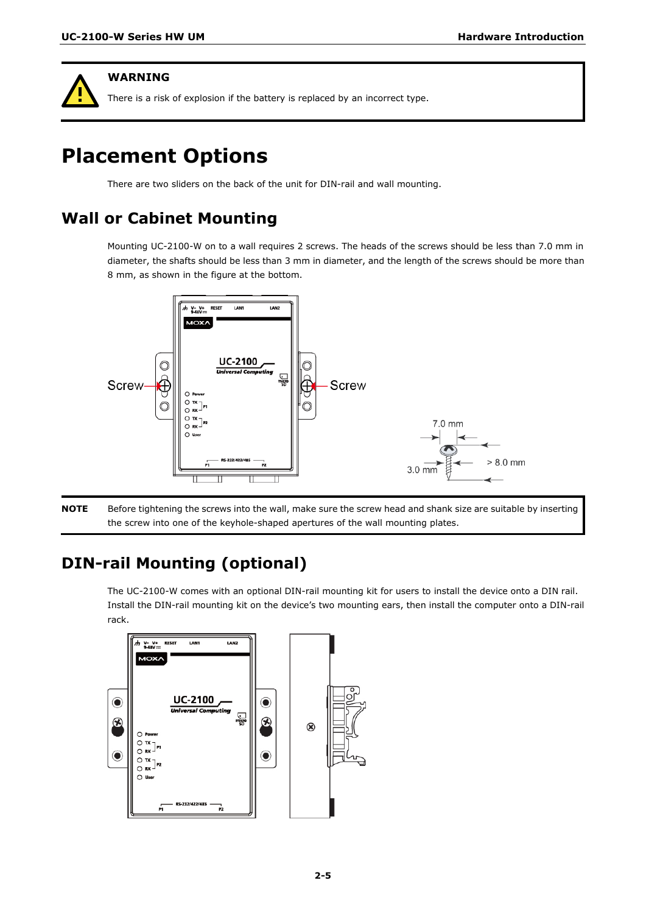> **WARNING**
>
> There is a risk of explosion if the battery is replaced by an incorrect type.

# Placement Options

There are two sliders on the back of the unit for DIN-rail and wall mounting.

## Wall or Cabinet Mounting

Mounting UC-2100-W on to a wall requires 2 screws. The heads of the screws should be less than 7.0 mm in diameter, the shafts should be less than 3 mm in diameter, and the length of the screws should be more than 8 mm, as shown in the figure at the bottom.

**NOTE** Before tightening the screws into the wall, make sure the screw head and shank size are suitable by inserting the screw into one of the keyhole-shaped apertures of the wall mounting plates.

## DIN-rail Mounting (optional)

The UC-2100-W comes with an optional DIN-rail mounting kit for users to install the device onto a DIN rail. Install the DIN-rail mounting kit on the device's two mounting ears, then install the computer onto a DIN-rail rack.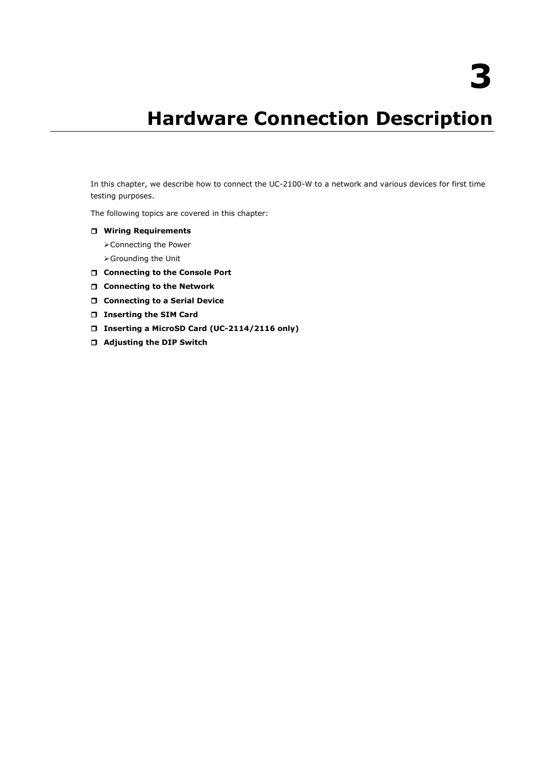# 3

# Hardware Connection Description

In this chapter, we describe how to connect the UC-2100-W to a network and various devices for first time testing purposes.

The following topics are covered in this chapter:

- **Wiring Requirements**
  - Connecting the Power
  - Grounding the Unit
- **Connecting to the Console Port**
- **Connecting to the Network**
- **Connecting to a Serial Device**
- **Inserting the SIM Card**
- **Inserting a MicroSD Card (UC-2114/2116 only)**
- **Adjusting the DIP Switch**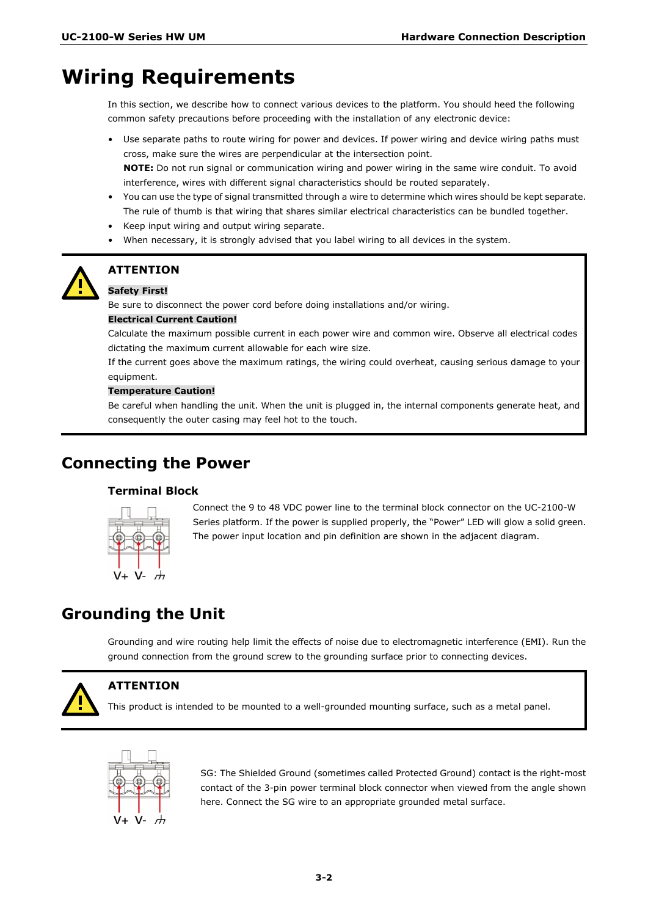# Wiring Requirements

In this section, we describe how to connect various devices to the platform. You should heed the following common safety precautions before proceeding with the installation of any electronic device:

- Use separate paths to route wiring for power and devices. If power wiring and device wiring paths must cross, make sure the wires are perpendicular at the intersection point.
  **NOTE:** Do not run signal or communication wiring and power wiring in the same wire conduit. To avoid interference, wires with different signal characteristics should be routed separately.
- You can use the type of signal transmitted through a wire to determine which wires should be kept separate. The rule of thumb is that wiring that shares similar electrical characteristics can be bundled together.
- Keep input wiring and output wiring separate.
- When necessary, it is strongly advised that you label wiring to all devices in the system.

> **ATTENTION**
>
> **Safety First!**
> Be sure to disconnect the power cord before doing installations and/or wiring.
>
> **Electrical Current Caution!**
> Calculate the maximum possible current in each power wire and common wire. Observe all electrical codes dictating the maximum current allowable for each wire size.
> If the current goes above the maximum ratings, the wiring could overheat, causing serious damage to your equipment.
>
> **Temperature Caution!**
> Be careful when handling the unit. When the unit is plugged in, the internal components generate heat, and consequently the outer casing may feel hot to the touch.

## Connecting the Power

### Terminal Block

V+ V- ⏚

Connect the 9 to 48 VDC power line to the terminal block connector on the UC-2100-W Series platform. If the power is supplied properly, the "Power" LED will glow a solid green. The power input location and pin definition are shown in the adjacent diagram.

## Grounding the Unit

Grounding and wire routing help limit the effects of noise due to electromagnetic interference (EMI). Run the ground connection from the ground screw to the grounding surface prior to connecting devices.

> **ATTENTION**
>
> This product is intended to be mounted to a well-grounded mounting surface, such as a metal panel.

V+ V- ⏚

SG: The Shielded Ground (sometimes called Protected Ground) contact is the right-most contact of the 3-pin power terminal block connector when viewed from the angle shown here. Connect the SG wire to an appropriate grounded metal surface.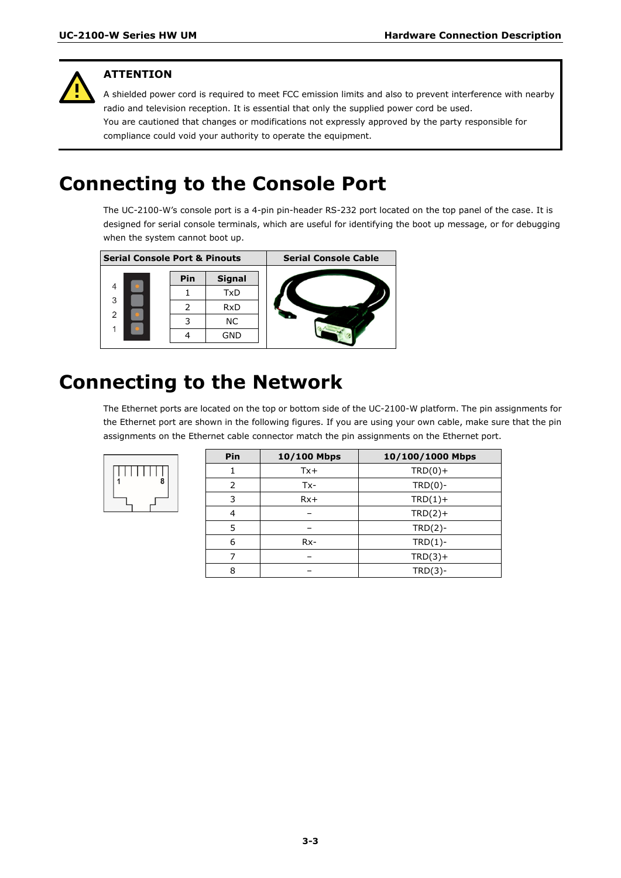**ATTENTION**

A shielded power cord is required to meet FCC emission limits and also to prevent interference with nearby radio and television reception. It is essential that only the supplied power cord be used.
You are cautioned that changes or modifications not expressly approved by the party responsible for compliance could void your authority to operate the equipment.

# Connecting to the Console Port

The UC-2100-W's console port is a 4-pin pin-header RS-232 port located on the top panel of the case. It is designed for serial console terminals, which are useful for identifying the boot up message, or for debugging when the system cannot boot up.

**Serial Console Port & Pinouts**

| Pin | Signal |
|---|---|
| 1 | TxD |
| 2 | RxD |
| 3 | NC |
| 4 | GND |

**Serial Console Cable**

# Connecting to the Network

The Ethernet ports are located on the top or bottom side of the UC-2100-W platform. The pin assignments for the Ethernet port are shown in the following figures. If you are using your own cable, make sure that the pin assignments on the Ethernet cable connector match the pin assignments on the Ethernet port.

| Pin | 10/100 Mbps | 10/100/1000 Mbps |
|---|---|---|
| 1 | Tx+ | TRD(0)+ |
| 2 | Tx- | TRD(0)- |
| 3 | Rx+ | TRD(1)+ |
| 4 | – | TRD(2)+ |
| 5 | – | TRD(2)- |
| 6 | Rx- | TRD(1)- |
| 7 | – | TRD(3)+ |
| 8 | – | TRD(3)- |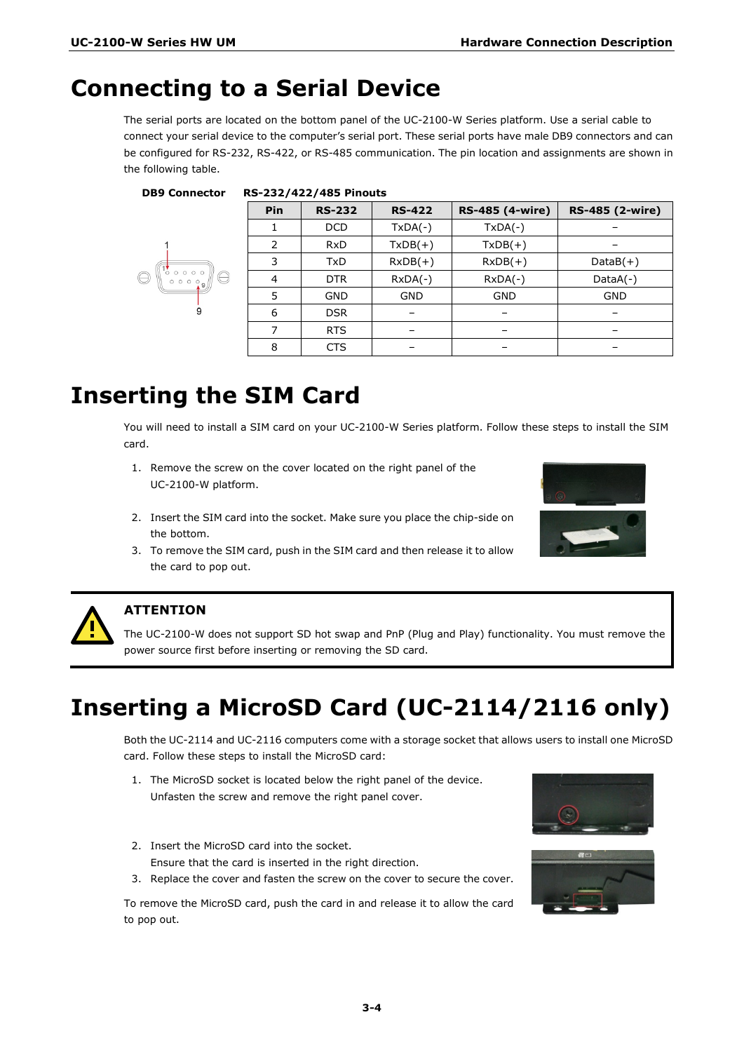# Connecting to a Serial Device

The serial ports are located on the bottom panel of the UC-2100-W Series platform. Use a serial cable to connect your serial device to the computer's serial port. These serial ports have male DB9 connectors and can be configured for RS-232, RS-422, or RS-485 communication. The pin location and assignments are shown in the following table.

**DB9 Connector** **RS-232/422/485 Pinouts**

| Pin | RS-232 | RS-422 | RS-485 (4-wire) | RS-485 (2-wire) |
|---|---|---|---|---|
| 1 | DCD | TxDA(-) | TxDA(-) | – |
| 2 | RxD | TxDB(+) | TxDB(+) | – |
| 3 | TxD | RxDB(+) | RxDB(+) | DataB(+) |
| 4 | DTR | RxDA(-) | RxDA(-) | DataA(-) |
| 5 | GND | GND | GND | GND |
| 6 | DSR | – | – | – |
| 7 | RTS | – | – | – |
| 8 | CTS | – | – | – |

# Inserting the SIM Card

You will need to install a SIM card on your UC-2100-W Series platform. Follow these steps to install the SIM card.

1. Remove the screw on the cover located on the right panel of the UC-2100-W platform.
2. Insert the SIM card into the socket. Make sure you place the chip-side on the bottom.
3. To remove the SIM card, push in the SIM card and then release it to allow the card to pop out.

**ATTENTION**

The UC-2100-W does not support SD hot swap and PnP (Plug and Play) functionality. You must remove the power source first before inserting or removing the SD card.

# Inserting a MicroSD Card (UC-2114/2116 only)

Both the UC-2114 and UC-2116 computers come with a storage socket that allows users to install one MicroSD card. Follow these steps to install the MicroSD card:

1. The MicroSD socket is located below the right panel of the device. Unfasten the screw and remove the right panel cover.
2. Insert the MicroSD card into the socket. Ensure that the card is inserted in the right direction.
3. Replace the cover and fasten the screw on the cover to secure the cover.

To remove the MicroSD card, push the card in and release it to allow the card to pop out.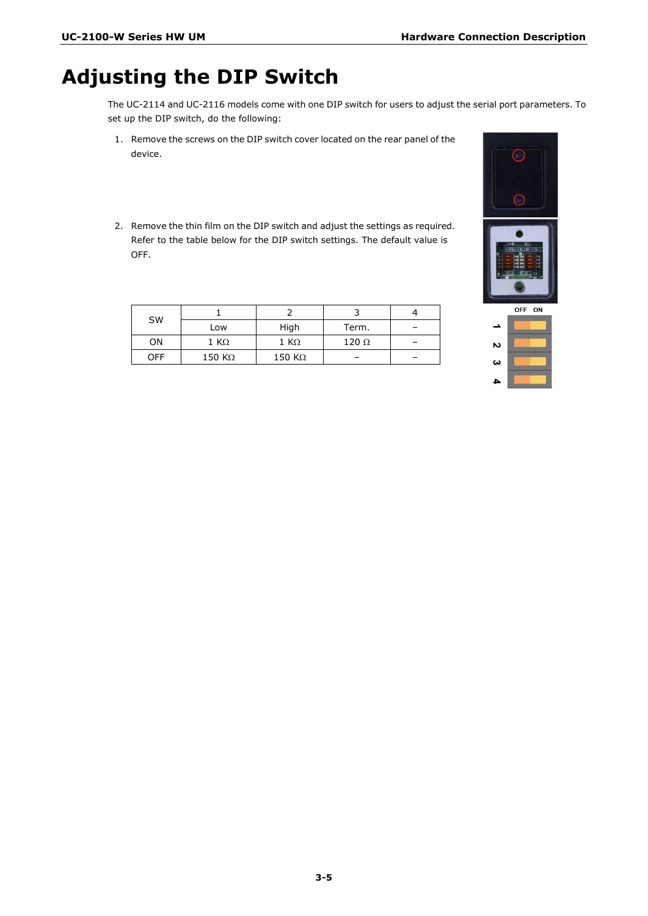# Adjusting the DIP Switch

The UC-2114 and UC-2116 models come with one DIP switch for users to adjust the serial port parameters. To set up the DIP switch, do the following:

1. Remove the screws on the DIP switch cover located on the rear panel of the device.
2. Remove the thin film on the DIP switch and adjust the settings as required. Refer to the table below for the DIP switch settings. The default value is OFF.

| SW | 1 | 2 | 3 | 4 |
|---|---|---|---|---|
| | Low | High | Term. | – |
| ON | 1 KΩ | 1 KΩ | 120 Ω | – |
| OFF | 150 KΩ | 150 KΩ | – | – |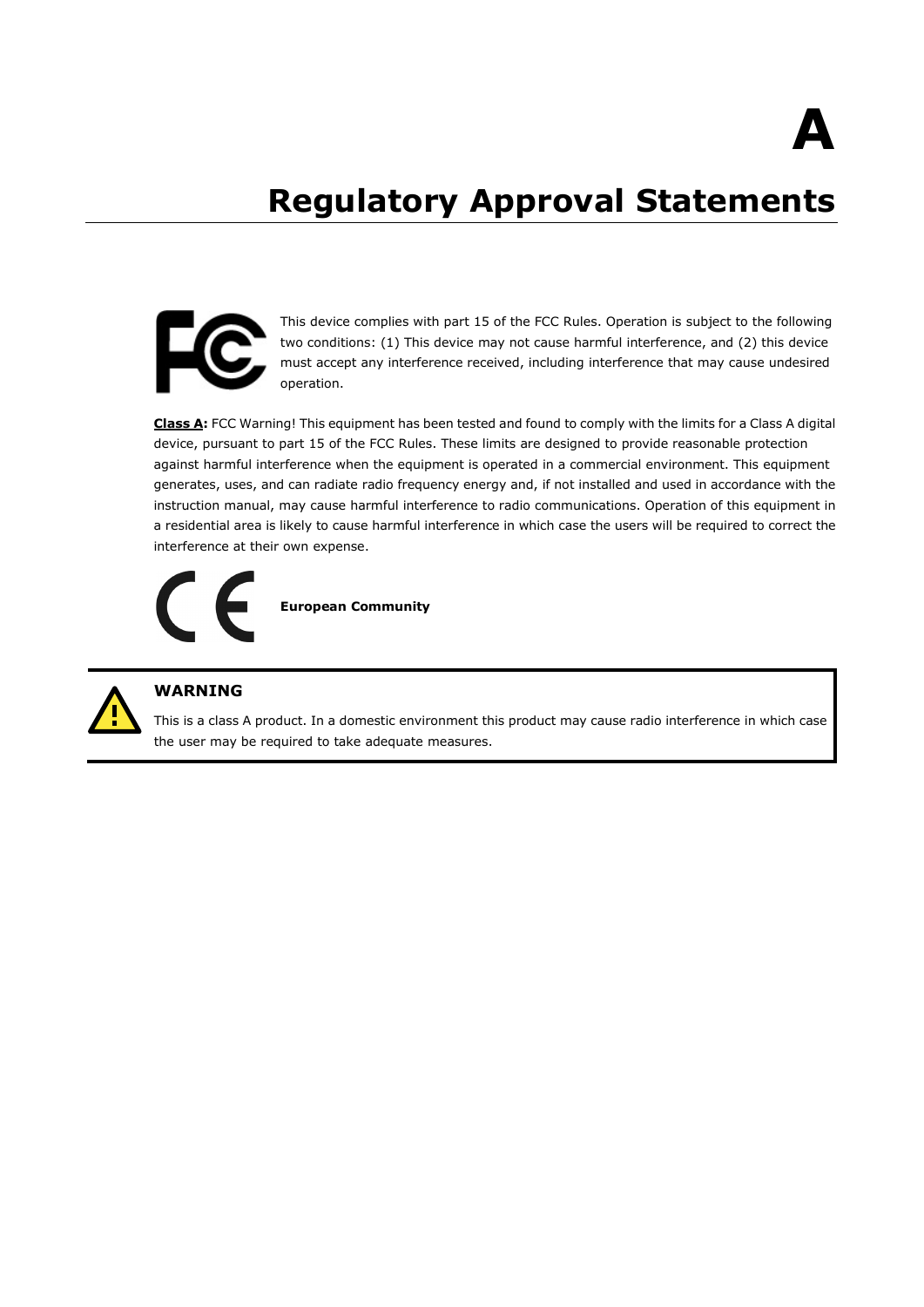# A

# Regulatory Approval Statements

This device complies with part 15 of the FCC Rules. Operation is subject to the following two conditions: (1) This device may not cause harmful interference, and (2) this device must accept any interference received, including interference that may cause undesired operation.

**Class A:** FCC Warning! This equipment has been tested and found to comply with the limits for a Class A digital device, pursuant to part 15 of the FCC Rules. These limits are designed to provide reasonable protection against harmful interference when the equipment is operated in a commercial environment. This equipment generates, uses, and can radiate radio frequency energy and, if not installed and used in accordance with the instruction manual, may cause harmful interference to radio communications. Operation of this equipment in a residential area is likely to cause harmful interference in which case the users will be required to correct the interference at their own expense.

**European Community**

**WARNING**

This is a class A product. In a domestic environment this product may cause radio interference in which case the user may be required to take adequate measures.